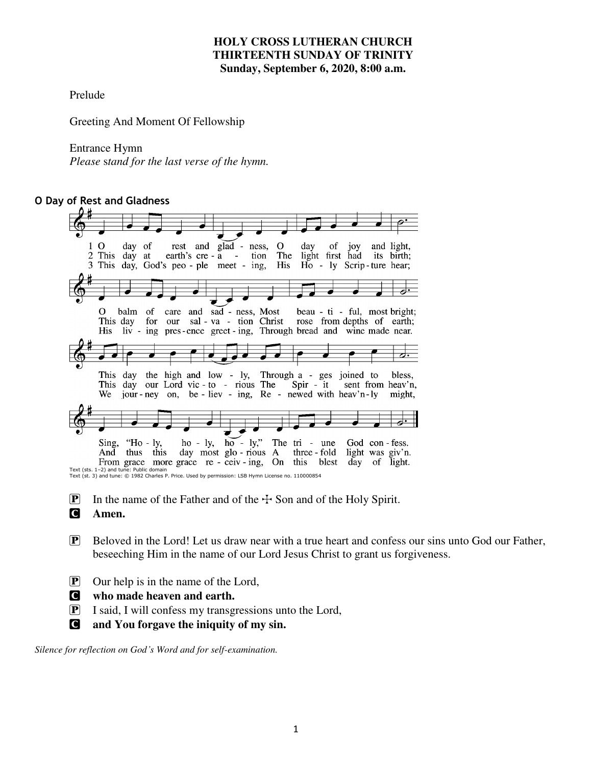**HOLY CROSS LUTHERAN CHURCH**
**THIRTEENTH SUNDAY OF TRINITY**
**Sunday, September 6, 2020, 8:00 a.m.**

Prelude

Greeting And Moment Of Fellowship

Entrance Hymn
*Please stand for the last verse of the hymn.*

**O Day of Rest and Gladness**

1 O day of rest and gladness, O day of joy and light,
O balm of care and sadness, Most beautiful, most bright;
This day the high and lowly, Through ages joined to bless,
Sing, "Holy, holy, holy," The triune God confess.

2 This day at earth's creation The light first had its birth;
This day for our salvation Christ rose from depths of earth;
This day our Lord victorious The Spirit sent from heav'n,
And thus this day most glorious A threefold light was giv'n.

3 This day, God's people meeting, His Holy Scripture hear;
His living presence greeting, Through bread and wine made near.
We journey on, believing, Renewed with heav'nly might,
From grace more grace receiving, On this blest day of light.

Text (sts. 1–2) and tune: Public domain
Text (st. 3) and tune: © 1982 Charles P. Price. Used by permission: LSB Hymn License no. 110000854

P In the name of the Father and of the ☩ Son and of the Holy Spirit.
C **Amen.**

P Beloved in the Lord! Let us draw near with a true heart and confess our sins unto God our Father, beseeching Him in the name of our Lord Jesus Christ to grant us forgiveness.

P Our help is in the name of the Lord,
C **who made heaven and earth.**
P I said, I will confess my transgressions unto the Lord,
C **and You forgave the iniquity of my sin.**

*Silence for reflection on God's Word and for self-examination.*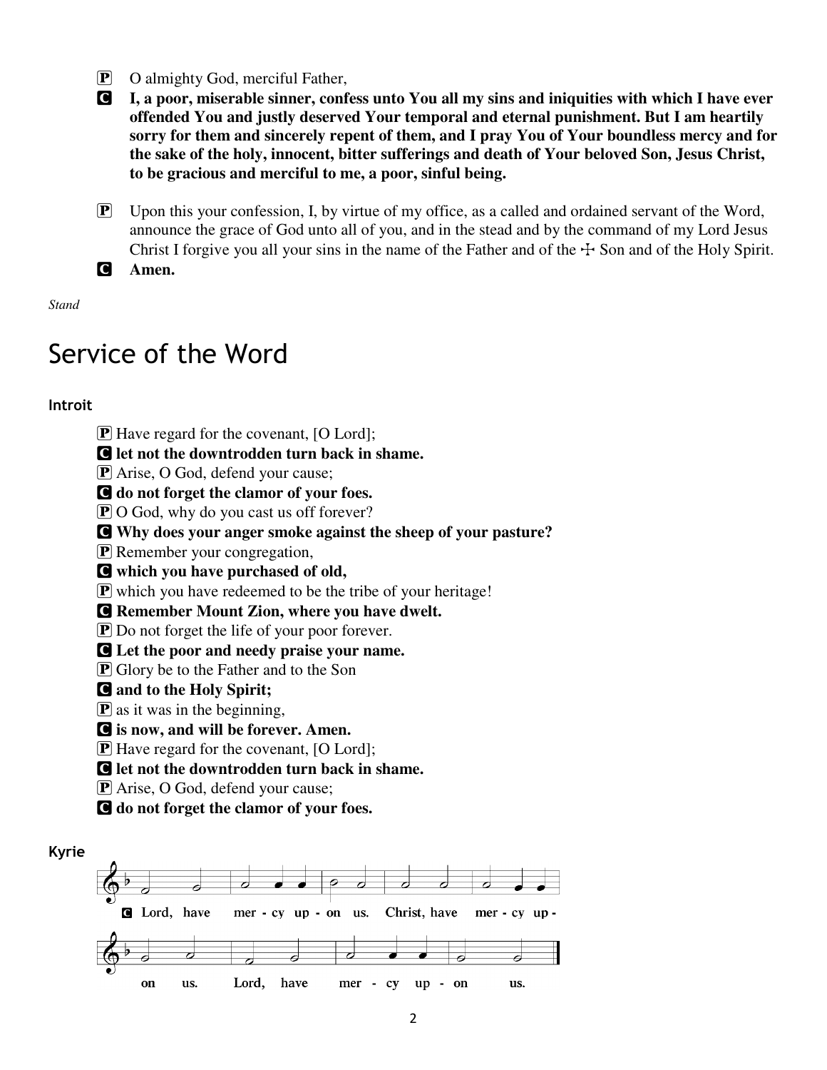P O almighty God, merciful Father,

C **I, a poor, miserable sinner, confess unto You all my sins and iniquities with which I have ever offended You and justly deserved Your temporal and eternal punishment. But I am heartily sorry for them and sincerely repent of them, and I pray You of Your boundless mercy and for the sake of the holy, innocent, bitter sufferings and death of Your beloved Son, Jesus Christ, to be gracious and merciful to me, a poor, sinful being.**

P Upon this your confession, I, by virtue of my office, as a called and ordained servant of the Word, announce the grace of God unto all of you, and in the stead and by the command of my Lord Jesus Christ I forgive you all your sins in the name of the Father and of the ☩ Son and of the Holy Spirit.

C **Amen.**

*Stand*

# Service of the Word

### Introit

P Have regard for the covenant, [O Lord];
C **let not the downtrodden turn back in shame.**
P Arise, O God, defend your cause;
C **do not forget the clamor of your foes.**
P O God, why do you cast us off forever?
C **Why does your anger smoke against the sheep of your pasture?**
P Remember your congregation,
C **which you have purchased of old,**
P which you have redeemed to be the tribe of your heritage!
C **Remember Mount Zion, where you have dwelt.**
P Do not forget the life of your poor forever.
C **Let the poor and needy praise your name.**
P Glory be to the Father and to the Son
C **and to the Holy Spirit;**
P as it was in the beginning,
C **is now, and will be forever. Amen.**
P Have regard for the covenant, [O Lord];
C **let not the downtrodden turn back in shame.**
P Arise, O God, defend your cause;
C **do not forget the clamor of your foes.**

### Kyrie

C Lord, have mercy upon us. Christ, have mercy upon us. Lord, have mercy upon us.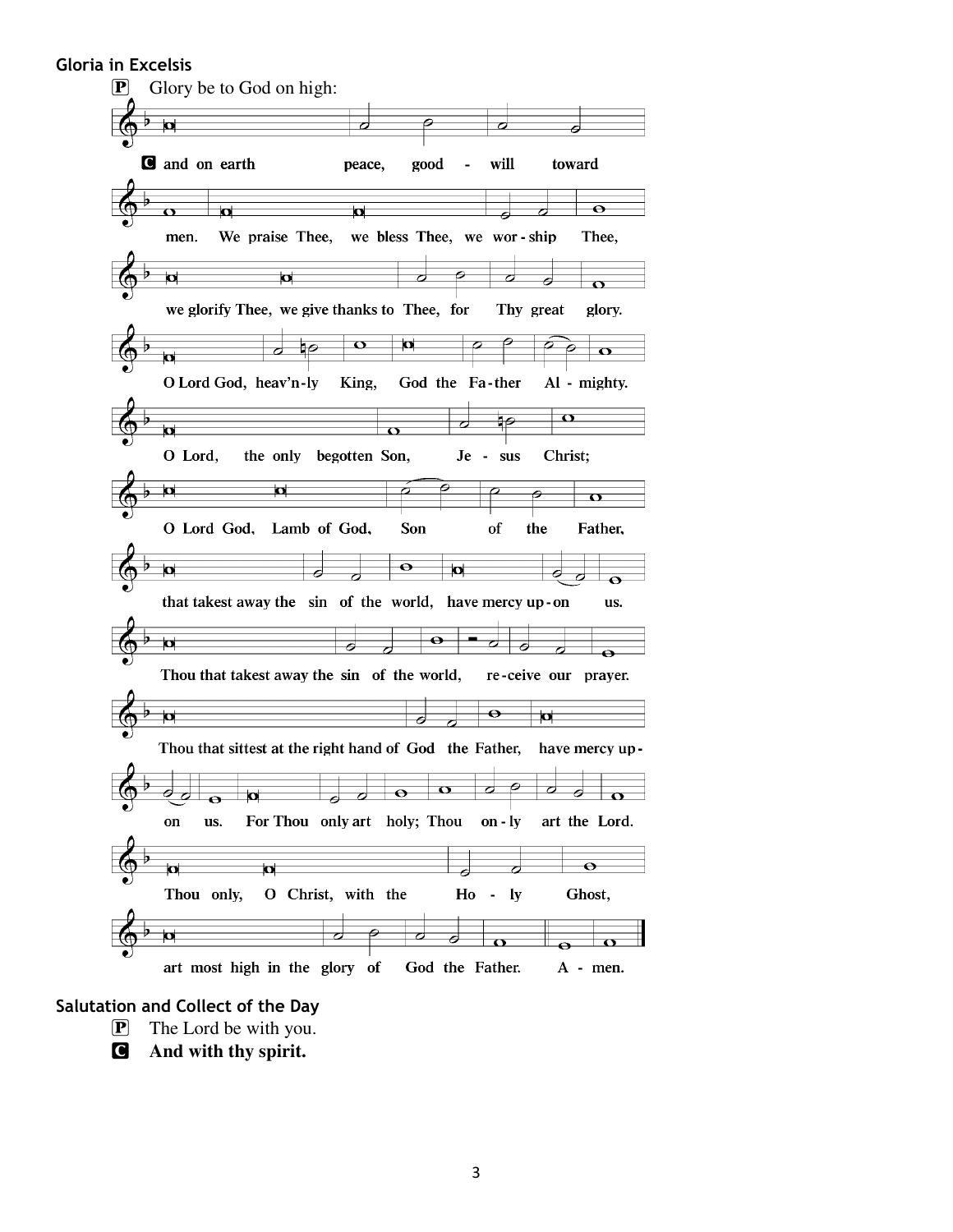**Gloria in Excelsis**

P Glory be to God on high:

C and on earth peace, good - will toward men. We praise Thee, we bless Thee, we wor - ship Thee, we glorify Thee, we give thanks to Thee, for Thy great glory. O Lord God, heav'n-ly King, God the Fa-ther Al - mighty. O Lord, the only begotten Son, Je - sus Christ; O Lord God, Lamb of God, Son of the Father, that takest away the sin of the world, have mercy up-on us. Thou that takest away the sin of the world, re-ceive our prayer. Thou that sittest at the right hand of God the Father, have mercy up-on us. For Thou only art holy; Thou on-ly art the Lord. Thou only, O Christ, with the Ho - ly Ghost, art most high in the glory of God the Father. A - men.

**Salutation and Collect of the Day**

P The Lord be with you.

C **And with thy spirit.**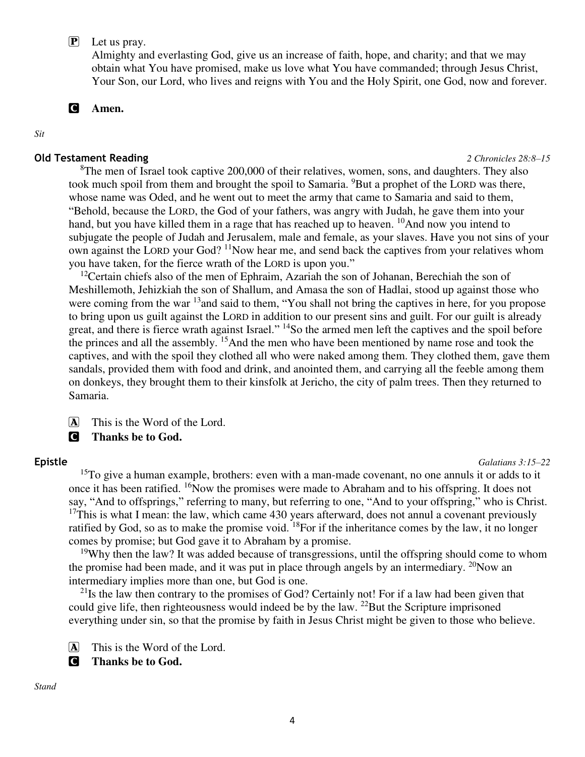P Let us pray.
Almighty and everlasting God, give us an increase of faith, hope, and charity; and that we may obtain what You have promised, make us love what You have commanded; through Jesus Christ, Your Son, our Lord, who lives and reigns with You and the Holy Spirit, one God, now and forever.

**C Amen.**

*Sit*

### Old Testament Reading *2 Chronicles 28:8–15*

[8]The men of Israel took captive 200,000 of their relatives, women, sons, and daughters. They also took much spoil from them and brought the spoil to Samaria. [9]But a prophet of the LORD was there, whose name was Oded, and he went out to meet the army that came to Samaria and said to them, "Behold, because the LORD, the God of your fathers, was angry with Judah, he gave them into your hand, but you have killed them in a rage that has reached up to heaven. [10]And now you intend to subjugate the people of Judah and Jerusalem, male and female, as your slaves. Have you not sins of your own against the LORD your God? [11]Now hear me, and send back the captives from your relatives whom you have taken, for the fierce wrath of the LORD is upon you."

[12]Certain chiefs also of the men of Ephraim, Azariah the son of Johanan, Berechiah the son of Meshillemoth, Jehizkiah the son of Shallum, and Amasa the son of Hadlai, stood up against those who were coming from the war [13]and said to them, "You shall not bring the captives in here, for you propose to bring upon us guilt against the LORD in addition to our present sins and guilt. For our guilt is already great, and there is fierce wrath against Israel." [14]So the armed men left the captives and the spoil before the princes and all the assembly. [15]And the men who have been mentioned by name rose and took the captives, and with the spoil they clothed all who were naked among them. They clothed them, gave them sandals, provided them with food and drink, and anointed them, and carrying all the feeble among them on donkeys, they brought them to their kinsfolk at Jericho, the city of palm trees. Then they returned to Samaria.

A This is the Word of the Lord.
**C Thanks be to God.**

### Epistle *Galatians 3:15–22*

[15]To give a human example, brothers: even with a man-made covenant, no one annuls it or adds to it once it has been ratified. [16]Now the promises were made to Abraham and to his offspring. It does not say, "And to offsprings," referring to many, but referring to one, "And to your offspring," who is Christ. [17]This is what I mean: the law, which came 430 years afterward, does not annul a covenant previously ratified by God, so as to make the promise void. [18]For if the inheritance comes by the law, it no longer comes by promise; but God gave it to Abraham by a promise.

[19]Why then the law? It was added because of transgressions, until the offspring should come to whom the promise had been made, and it was put in place through angels by an intermediary. [20]Now an intermediary implies more than one, but God is one.

[21]Is the law then contrary to the promises of God? Certainly not! For if a law had been given that could give life, then righteousness would indeed be by the law. [22]But the Scripture imprisoned everything under sin, so that the promise by faith in Jesus Christ might be given to those who believe.

A This is the Word of the Lord.
**C Thanks be to God.**

*Stand*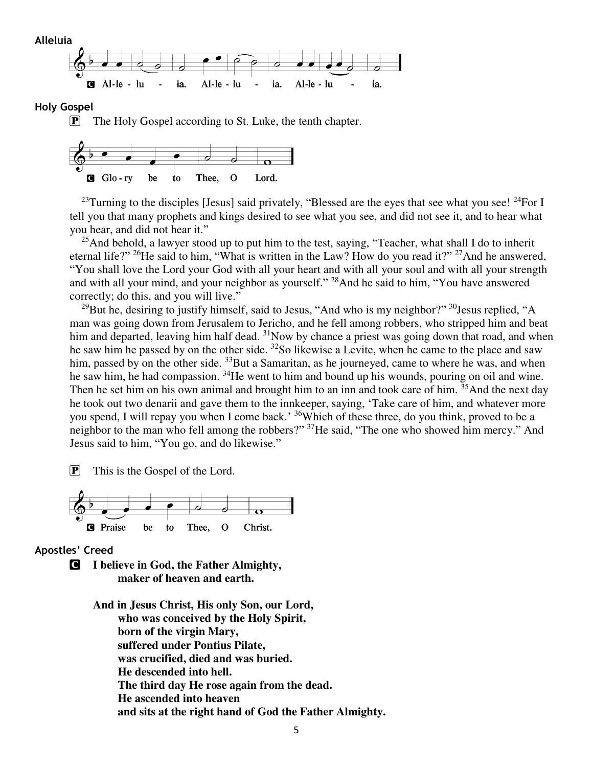**Alleluia**

C Al-le - lu - ia. Al-le - lu - ia. Al-le - lu - ia.

**Holy Gospel**

P The Holy Gospel according to St. Luke, the tenth chapter.

C Glo - ry be to Thee, O Lord.

[23]Turning to the disciples [Jesus] said privately, "Blessed are the eyes that see what you see! [24]For I tell you that many prophets and kings desired to see what you see, and did not see it, and to hear what you hear, and did not hear it."

[25]And behold, a lawyer stood up to put him to the test, saying, "Teacher, what shall I do to inherit eternal life?" [26]He said to him, "What is written in the Law? How do you read it?" [27]And he answered, "You shall love the Lord your God with all your heart and with all your soul and with all your strength and with all your mind, and your neighbor as yourself." [28]And he said to him, "You have answered correctly; do this, and you will live."

[29]But he, desiring to justify himself, said to Jesus, "And who is my neighbor?" [30]Jesus replied, "A man was going down from Jerusalem to Jericho, and he fell among robbers, who stripped him and beat him and departed, leaving him half dead. [31]Now by chance a priest was going down that road, and when he saw him he passed by on the other side. [32]So likewise a Levite, when he came to the place and saw him, passed by on the other side. [33]But a Samaritan, as he journeyed, came to where he was, and when he saw him, he had compassion. [34]He went to him and bound up his wounds, pouring on oil and wine. Then he set him on his own animal and brought him to an inn and took care of him. [35]And the next day he took out two denarii and gave them to the innkeeper, saying, 'Take care of him, and whatever more you spend, I will repay you when I come back.' [36]Which of these three, do you think, proved to be a neighbor to the man who fell among the robbers?" [37]He said, "The one who showed him mercy." And Jesus said to him, "You go, and do likewise."

P This is the Gospel of the Lord.

C Praise be to Thee, O Christ.

**Apostles' Creed**

C **I believe in God, the Father Almighty,**
**maker of heaven and earth.**

**And in Jesus Christ, His only Son, our Lord,**
**who was conceived by the Holy Spirit,**
**born of the virgin Mary,**
**suffered under Pontius Pilate,**
**was crucified, died and was buried.**
**He descended into hell.**
**The third day He rose again from the dead.**
**He ascended into heaven**
**and sits at the right hand of God the Father Almighty.**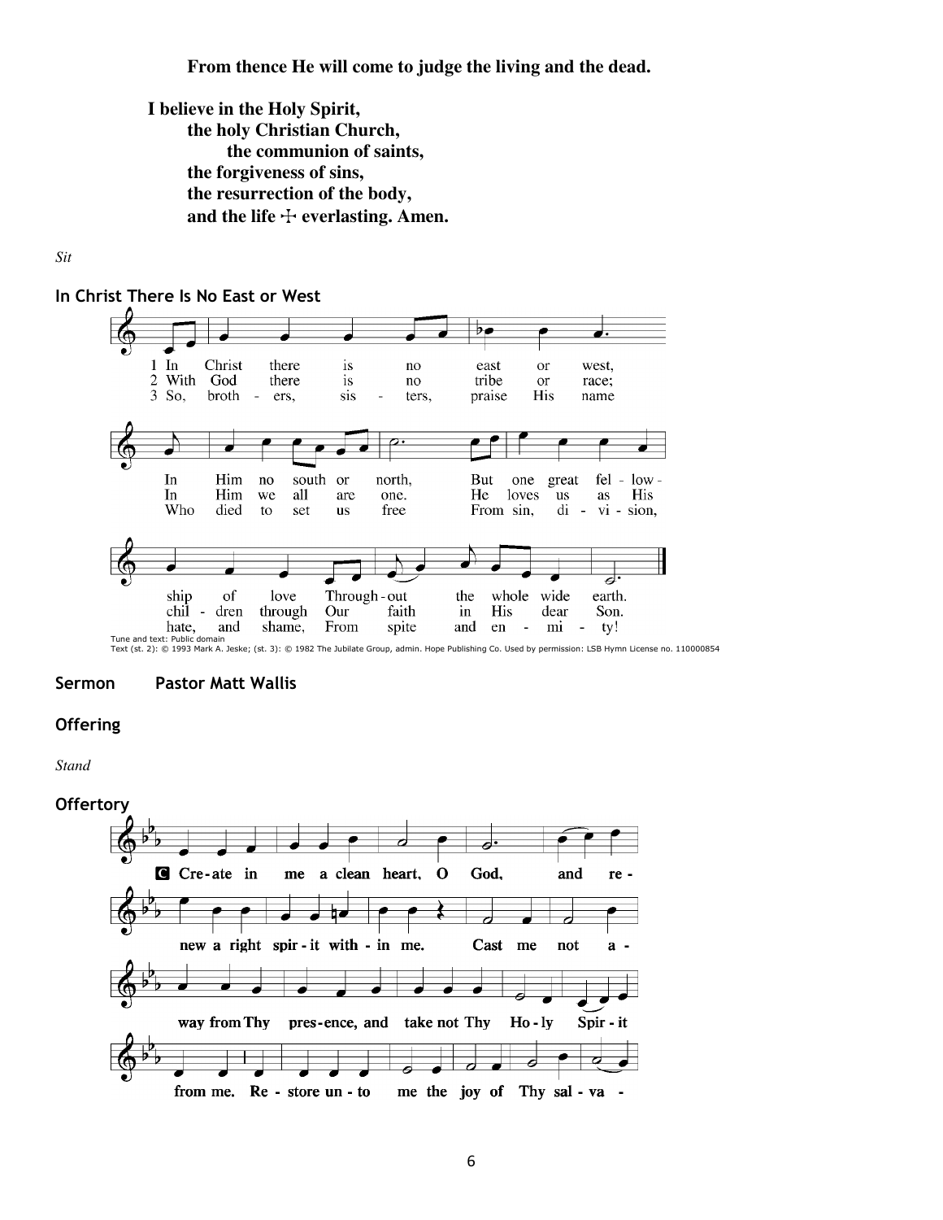**From thence He will come to judge the living and the dead.**

**I believe in the Holy Spirit,**
**the holy Christian Church,**
**the communion of saints,**
**the forgiveness of sins,**
**the resurrection of the body,**
**and the life ☩ everlasting. Amen.**

*Sit*

## In Christ There Is No East or West

1 In Christ there is no east or west,
In Him no south or north,
But one great fellowship of love
Throughout the whole wide earth.

2 With God there is no tribe or race;
In Him we all are one.
He loves us as His children through
Our faith in His dear Son.

3 So, brothers, sisters, praise His name
Who died to set us free
From sin, division, hate, and shame,
From spite and enmity!

Tune and text: Public domain
Text (st. 2): © 1993 Mark A. Jeske; (st. 3): © 1982 The Jubilate Group, admin. Hope Publishing Co. Used by permission: LSB Hymn License no. 110000854

## Sermon Pastor Matt Wallis

## Offering

*Stand*

## Offertory

**C** **Create in me a clean heart, O God, and renew a right spirit within me. Cast me not away from Thy presence, and take not Thy Holy Spirit from me. Restore unto me the joy of Thy salva-**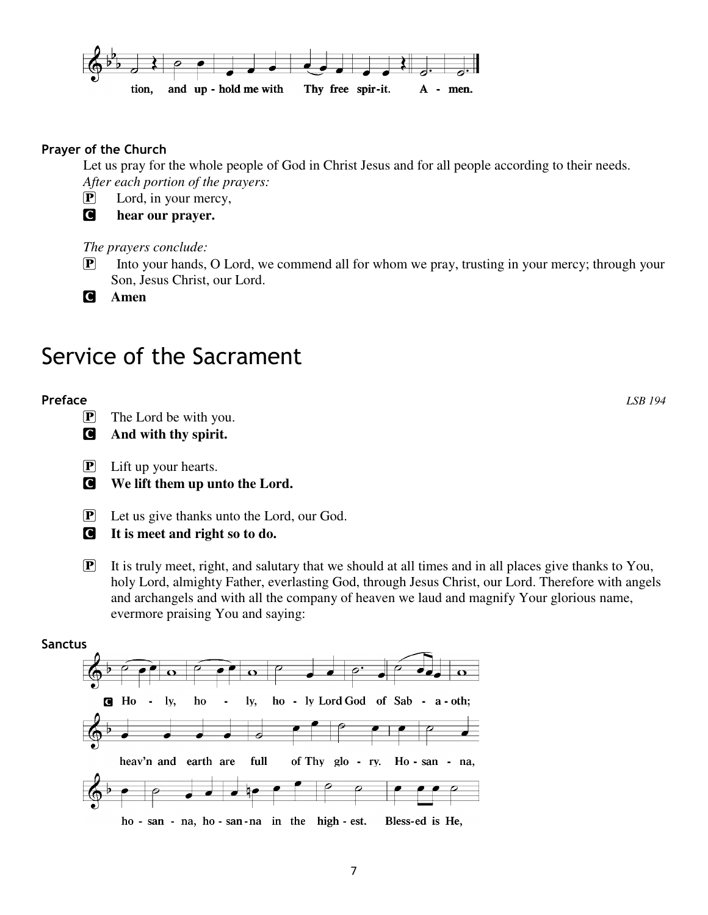tion, and up-hold me with Thy free spir-it. A - men.

**Prayer of the Church**

Let us pray for the whole people of God in Christ Jesus and for all people according to their needs.

*After each portion of the prayers:*

P Lord, in your mercy,

C **hear our prayer.**

*The prayers conclude:*

P Into your hands, O Lord, we commend all for whom we pray, trusting in your mercy; through your Son, Jesus Christ, our Lord.

C **Amen**

# Service of the Sacrament

**Preface** *LSB 194*

P The Lord be with you.

C **And with thy spirit.**

P Lift up your hearts.

C **We lift them up unto the Lord.**

P Let us give thanks unto the Lord, our God.

C **It is meet and right so to do.**

P It is truly meet, right, and salutary that we should at all times and in all places give thanks to You, holy Lord, almighty Father, everlasting God, through Jesus Christ, our Lord. Therefore with angels and archangels and with all the company of heaven we laud and magnify Your glorious name, evermore praising You and saying:

**Sanctus**

C Ho - ly, ho - ly, ho - ly Lord God of Sab - a - oth;

heav'n and earth are full of Thy glo - ry. Ho - san - na,

ho - san - na, ho - san - na in the high - est. Bless-ed is He,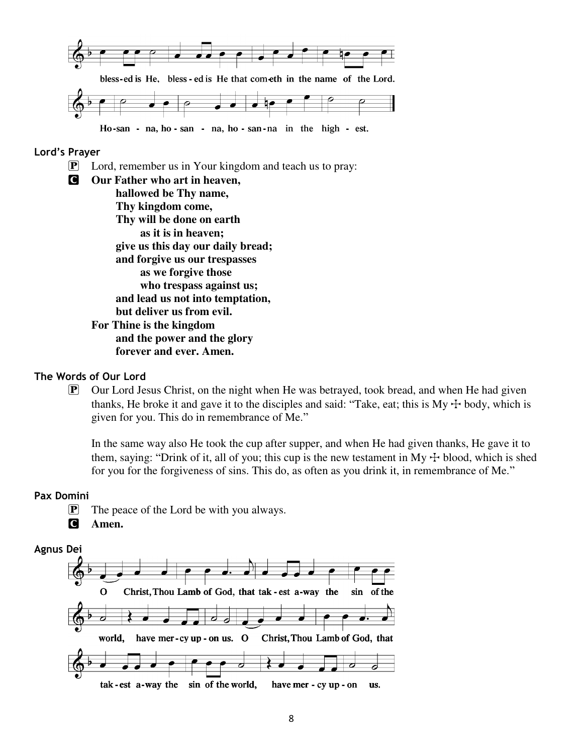bless-ed is He, bless-ed is He that com-eth in the name of the Lord.

Ho-san - na, ho - san - na, ho - san-na in the high - est.

### Lord's Prayer

P Lord, remember us in Your kingdom and teach us to pray:

C **Our Father who art in heaven,**
**hallowed be Thy name,**
**Thy kingdom come,**
**Thy will be done on earth**
**as it is in heaven;**
**give us this day our daily bread;**
**and forgive us our trespasses**
**as we forgive those**
**who trespass against us;**
**and lead us not into temptation,**
**but deliver us from evil.**
**For Thine is the kingdom**
**and the power and the glory**
**forever and ever. Amen.**

### The Words of Our Lord

P Our Lord Jesus Christ, on the night when He was betrayed, took bread, and when He had given thanks, He broke it and gave it to the disciples and said: "Take, eat; this is My ☩ body, which is given for you. This do in remembrance of Me."

In the same way also He took the cup after supper, and when He had given thanks, He gave it to them, saying: "Drink of it, all of you; this cup is the new testament in My ☩ blood, which is shed for you for the forgiveness of sins. This do, as often as you drink it, in remembrance of Me."

### Pax Domini

P The peace of the Lord be with you always.

C **Amen.**

### Agnus Dei

O Christ, Thou Lamb of God, that tak-est a-way the sin of the world, have mer-cy up-on us. O Christ, Thou Lamb of God, that tak-est a-way the sin of the world, have mer-cy up-on us.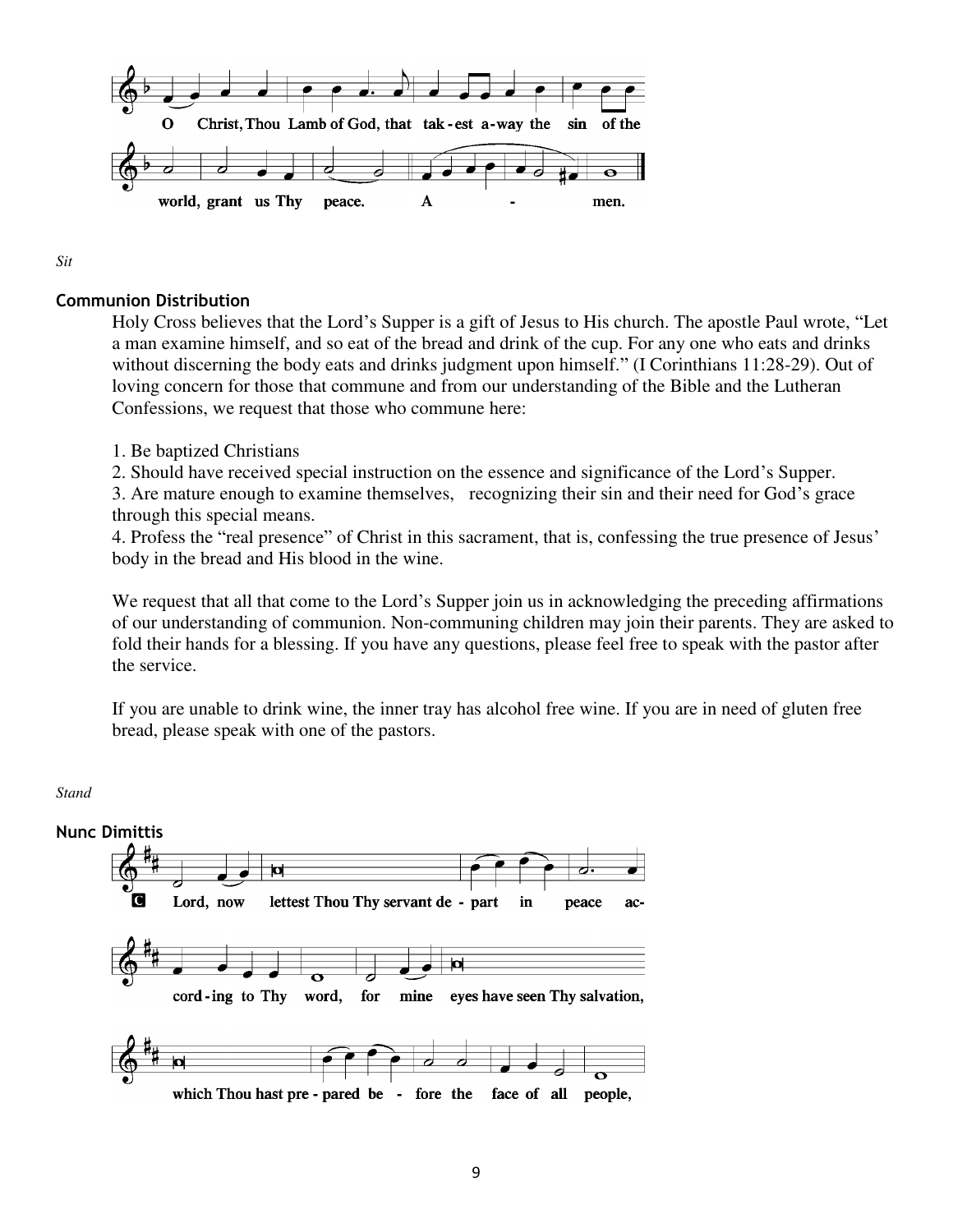O Christ, Thou Lamb of God, that tak-est a-way the sin of the world, grant us Thy peace. A - men.

*Sit*

### Communion Distribution

Holy Cross believes that the Lord's Supper is a gift of Jesus to His church. The apostle Paul wrote, "Let a man examine himself, and so eat of the bread and drink of the cup. For any one who eats and drinks without discerning the body eats and drinks judgment upon himself." (I Corinthians 11:28-29). Out of loving concern for those that commune and from our understanding of the Bible and the Lutheran Confessions, we request that those who commune here:

1. Be baptized Christians
2. Should have received special instruction on the essence and significance of the Lord's Supper.
3. Are mature enough to examine themselves, recognizing their sin and their need for God's grace through this special means.
4. Profess the "real presence" of Christ in this sacrament, that is, confessing the true presence of Jesus' body in the bread and His blood in the wine.

We request that all that come to the Lord's Supper join us in acknowledging the preceding affirmations of our understanding of communion. Non-communing children may join their parents. They are asked to fold their hands for a blessing. If you have any questions, please feel free to speak with the pastor after the service.

If you are unable to drink wine, the inner tray has alcohol free wine. If you are in need of gluten free bread, please speak with one of the pastors.

*Stand*

### Nunc Dimittis

**C** Lord, now lettest Thou Thy servant de - part in peace ac-cord-ing to Thy word, for mine eyes have seen Thy salvation, which Thou hast pre - pared be - fore the face of all people,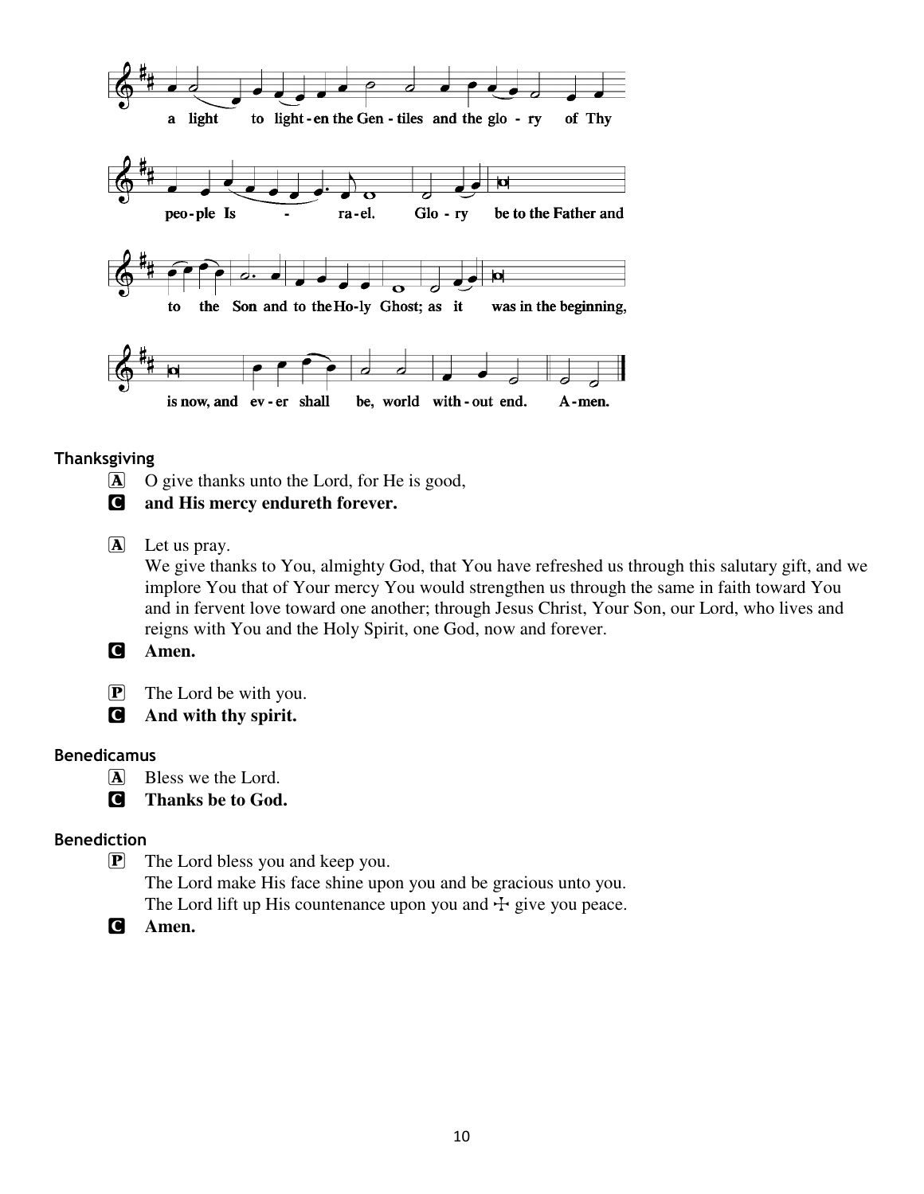a light to light-en the Gen-tiles and the glo-ry of Thy

peo-ple Is - ra-el. Glo-ry be to the Father and

to the Son and to the Ho-ly Ghost; as it was in the beginning,

is now, and ev-er shall be, world with-out end. A-men.

### Thanksgiving

A O give thanks unto the Lord, for He is good,

C **and His mercy endureth forever.**

A Let us pray.
We give thanks to You, almighty God, that You have refreshed us through this salutary gift, and we implore You that of Your mercy You would strengthen us through the same in faith toward You and in fervent love toward one another; through Jesus Christ, Your Son, our Lord, who lives and reigns with You and the Holy Spirit, one God, now and forever.

C **Amen.**

P The Lord be with you.

C **And with thy spirit.**

### Benedicamus

A Bless we the Lord.

C **Thanks be to God.**

### Benediction

P The Lord bless you and keep you.
The Lord make His face shine upon you and be gracious unto you.
The Lord lift up His countenance upon you and ☩ give you peace.

C **Amen.**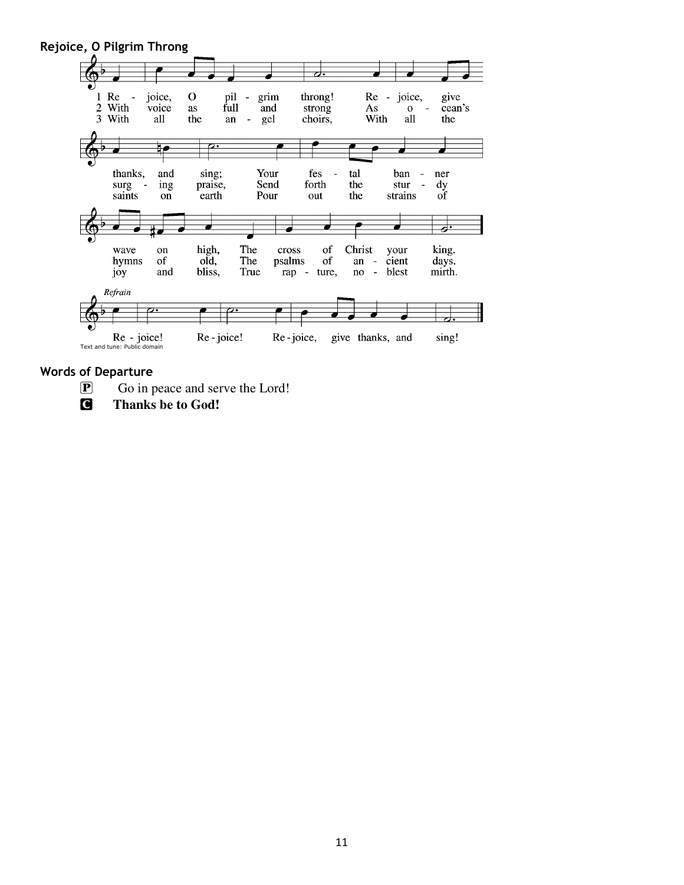**Rejoice, O Pilgrim Throng**

1 Re - joice, O pil - grim throng! Re - joice, give thanks, and sing; Your fes - tal ban - ner wave on high, The cross of Christ your king.

2 With voice as full and strong As o - cean's surg - ing praise, Send forth the stur - dy hymns of old, The psalms of an - cient days.

3 With all the an - gel choirs, With all the saints on earth Pour out the strains of joy and bliss, True rap - ture, no - blest mirth.

*Refrain*

Re - joice! Re - joice! Re - joice, give thanks, and sing!

Text and tune: Public domain

**Words of Departure**

P Go in peace and serve the Lord!

C **Thanks be to God!**